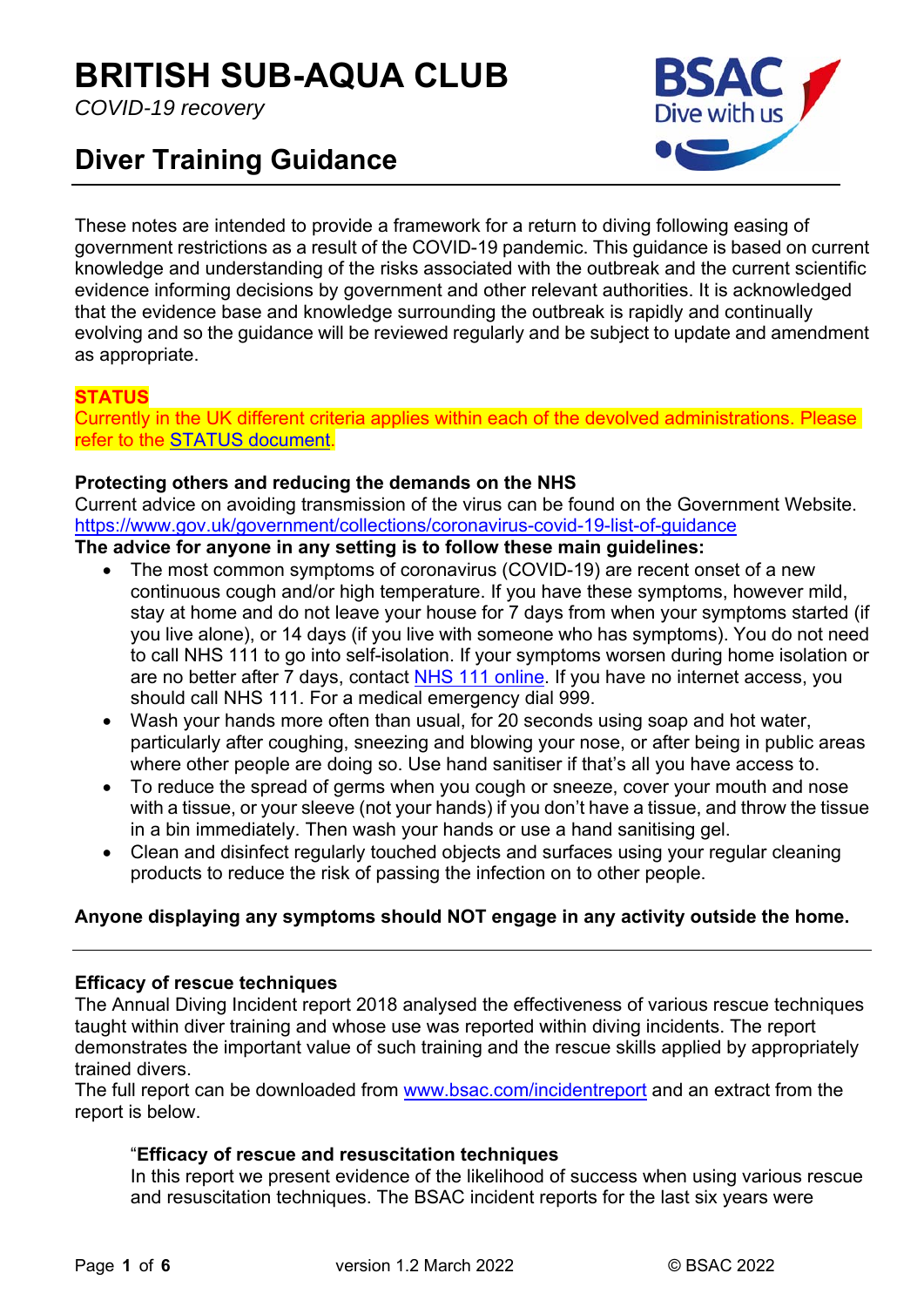# BRITISH SUB-AQUA CLUB

*COVID-19 recovery*

## Diver Training Guidance

These notes are intended to provide a framework for a return to diving following easing of government restrictions as a result of the COVID-19 pandemic. This guidance is based on current knowledge and understanding of the risks associated with the outbreak and the current scientific evidence informing decisions by government and other relevant authorities. It is acknowledged that the evidence base and knowledge surrounding the outbreak is rapidly and continually evolving and so the guidance will be reviewed regularly and be subject to update and amendment as appropriate.

**STATUS**

Currently in the UK different criteria applies within each of the devolved administrations. Please refer to the STATUS document.

**Protecting others and reducing the demands on the NHS**

Current advice on avoiding transmission of the virus can be found on the Government Website. https://www.gov.uk/government/collections/coronavirus-covid-19-list-of-guidance

**The advice for anyone in any setting is to follow these main guidelines:**

- The most common symptoms of coronavirus (COVID-19) are recent onset of a new continuous cough and/or high temperature. If you have these symptoms, however mild, stay at home and do not leave your house for 7 days from when your symptoms started (if you live alone), or 14 days (if you live with someone who has symptoms). You do not need to call NHS 111 to go into self-isolation. If your symptoms worsen during home isolation or are no better after 7 days, contact NHS 111 online. If you have no internet access, you should call NHS 111. For a medical emergency dial 999.
- Wash your hands more often than usual, for 20 seconds using soap and hot water, particularly after coughing, sneezing and blowing your nose, or after being in public areas where other people are doing so. Use hand sanitiser if that's all you have access to.
- To reduce the spread of germs when you cough or sneeze, cover your mouth and nose with a tissue, or your sleeve (not your hands) if you don't have a tissue, and throw the tissue in a bin immediately. Then wash your hands or use a hand sanitising gel.
- Clean and disinfect regularly touched objects and surfaces using your regular cleaning products to reduce the risk of passing the infection on to other people.

**Anyone displaying any symptoms should NOT engage in any activity outside the home.**

---

**Efficacy of rescue techniques**

The Annual Diving Incident report 2018 analysed the effectiveness of various rescue techniques taught within diver training and whose use was reported within diving incidents. The report demonstrates the important value of such training and the rescue skills applied by appropriately trained divers.

The full report can be downloaded from www.bsac.com/incidentreport and an extract from the report is below.

> "**Efficacy of rescue and resuscitation techniques**
>
> In this report we present evidence of the likelihood of success when using various rescue and resuscitation techniques. The BSAC incident reports for the last six years were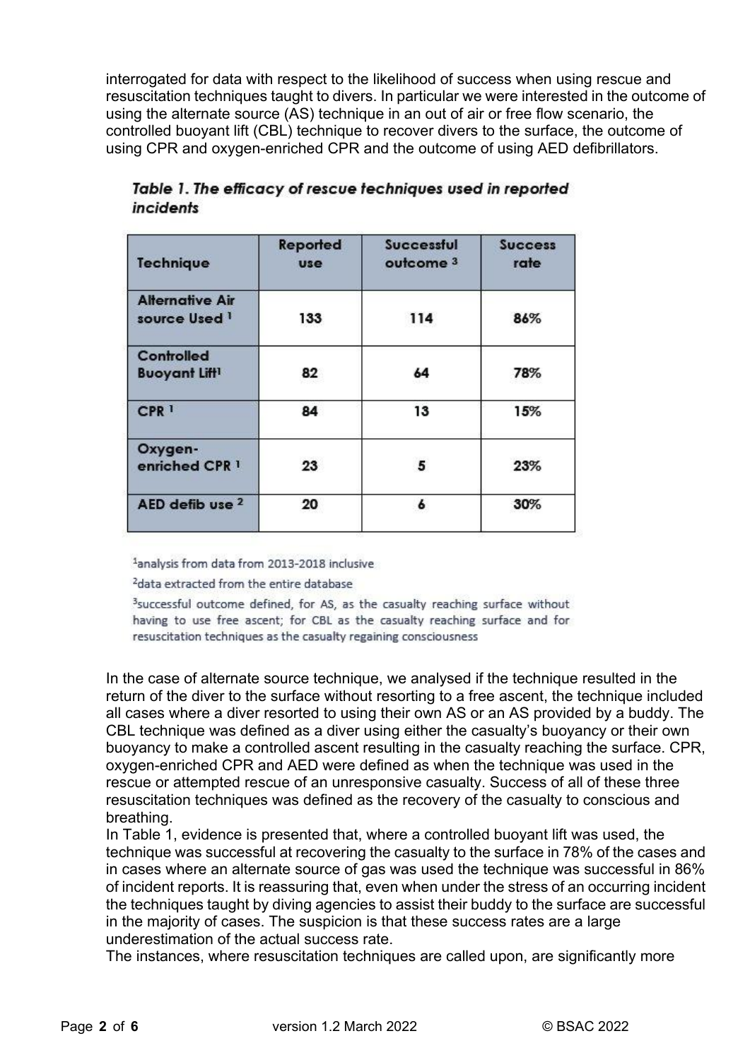interrogated for data with respect to the likelihood of success when using rescue and resuscitation techniques taught to divers. In particular we were interested in the outcome of using the alternate source (AS) technique in an out of air or free flow scenario, the controlled buoyant lift (CBL) technique to recover divers to the surface, the outcome of using CPR and oxygen-enriched CPR and the outcome of using AED defibrillators.

***Table 1. The efficacy of rescue techniques used in reported incidents***

| Technique | Reported use | Successful outcome [3] | Success rate |
|---|---|---|---|
| Alternative Air source Used [1] | 133 | 114 | 86% |
| Controlled Buoyant Lift[1] | 82 | 64 | 78% |
| CPR [1] | 84 | 13 | 15% |
| Oxygen-enriched CPR [1] | 23 | 5 | 23% |
| AED defib use [2] | 20 | 6 | 30% |

[1]analysis from data from 2013-2018 inclusive

[2]data extracted from the entire database

[3]successful outcome defined, for AS, as the casualty reaching surface without having to use free ascent; for CBL as the casualty reaching surface and for resuscitation techniques as the casualty regaining consciousness

In the case of alternate source technique, we analysed if the technique resulted in the return of the diver to the surface without resorting to a free ascent, the technique included all cases where a diver resorted to using their own AS or an AS provided by a buddy. The CBL technique was defined as a diver using either the casualty's buoyancy or their own buoyancy to make a controlled ascent resulting in the casualty reaching the surface. CPR, oxygen-enriched CPR and AED were defined as when the technique was used in the rescue or attempted rescue of an unresponsive casualty. Success of all of these three resuscitation techniques was defined as the recovery of the casualty to conscious and breathing.

In Table 1, evidence is presented that, where a controlled buoyant lift was used, the technique was successful at recovering the casualty to the surface in 78% of the cases and in cases where an alternate source of gas was used the technique was successful in 86% of incident reports. It is reassuring that, even when under the stress of an occurring incident the techniques taught by diving agencies to assist their buddy to the surface are successful in the majority of cases. The suspicion is that these success rates are a large underestimation of the actual success rate.

The instances, where resuscitation techniques are called upon, are significantly more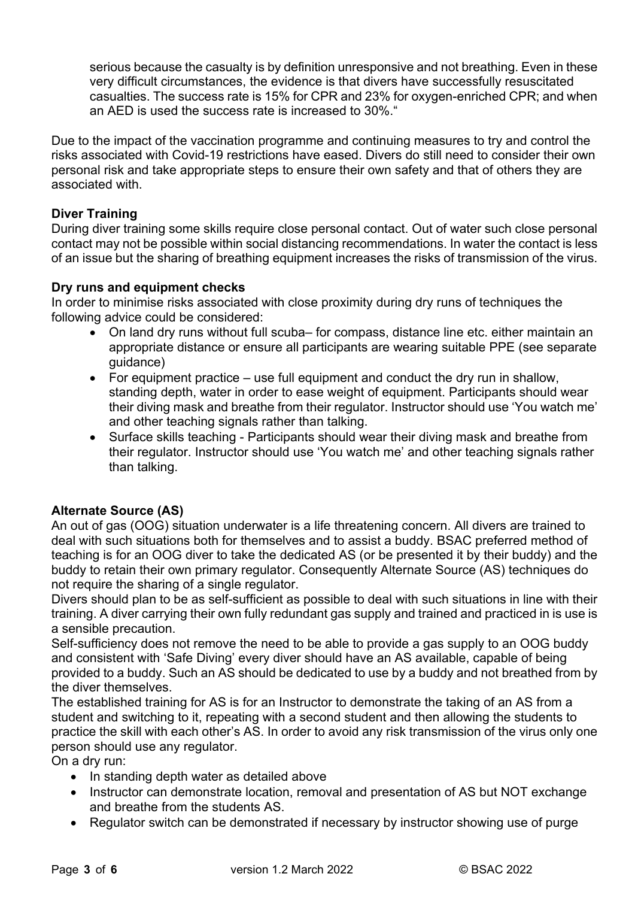serious because the casualty is by definition unresponsive and not breathing. Even in these very difficult circumstances, the evidence is that divers have successfully resuscitated casualties. The success rate is 15% for CPR and 23% for oxygen-enriched CPR; and when an AED is used the success rate is increased to 30%."

Due to the impact of the vaccination programme and continuing measures to try and control the risks associated with Covid-19 restrictions have eased. Divers do still need to consider their own personal risk and take appropriate steps to ensure their own safety and that of others they are associated with.

**Diver Training**

During diver training some skills require close personal contact. Out of water such close personal contact may not be possible within social distancing recommendations. In water the contact is less of an issue but the sharing of breathing equipment increases the risks of transmission of the virus.

**Dry runs and equipment checks**

In order to minimise risks associated with close proximity during dry runs of techniques the following advice could be considered:

- On land dry runs without full scuba– for compass, distance line etc. either maintain an appropriate distance or ensure all participants are wearing suitable PPE (see separate guidance)
- For equipment practice – use full equipment and conduct the dry run in shallow, standing depth, water in order to ease weight of equipment. Participants should wear their diving mask and breathe from their regulator. Instructor should use 'You watch me' and other teaching signals rather than talking.
- Surface skills teaching - Participants should wear their diving mask and breathe from their regulator. Instructor should use 'You watch me' and other teaching signals rather than talking.

**Alternate Source (AS)**

An out of gas (OOG) situation underwater is a life threatening concern. All divers are trained to deal with such situations both for themselves and to assist a buddy. BSAC preferred method of teaching is for an OOG diver to take the dedicated AS (or be presented it by their buddy) and the buddy to retain their own primary regulator. Consequently Alternate Source (AS) techniques do not require the sharing of a single regulator.

Divers should plan to be as self-sufficient as possible to deal with such situations in line with their training. A diver carrying their own fully redundant gas supply and trained and practiced in is use is a sensible precaution.

Self-sufficiency does not remove the need to be able to provide a gas supply to an OOG buddy and consistent with 'Safe Diving' every diver should have an AS available, capable of being provided to a buddy. Such an AS should be dedicated to use by a buddy and not breathed from by the diver themselves.

The established training for AS is for an Instructor to demonstrate the taking of an AS from a student and switching to it, repeating with a second student and then allowing the students to practice the skill with each other's AS. In order to avoid any risk transmission of the virus only one person should use any regulator.

On a dry run:

- In standing depth water as detailed above
- Instructor can demonstrate location, removal and presentation of AS but NOT exchange and breathe from the students AS.
- Regulator switch can be demonstrated if necessary by instructor showing use of purge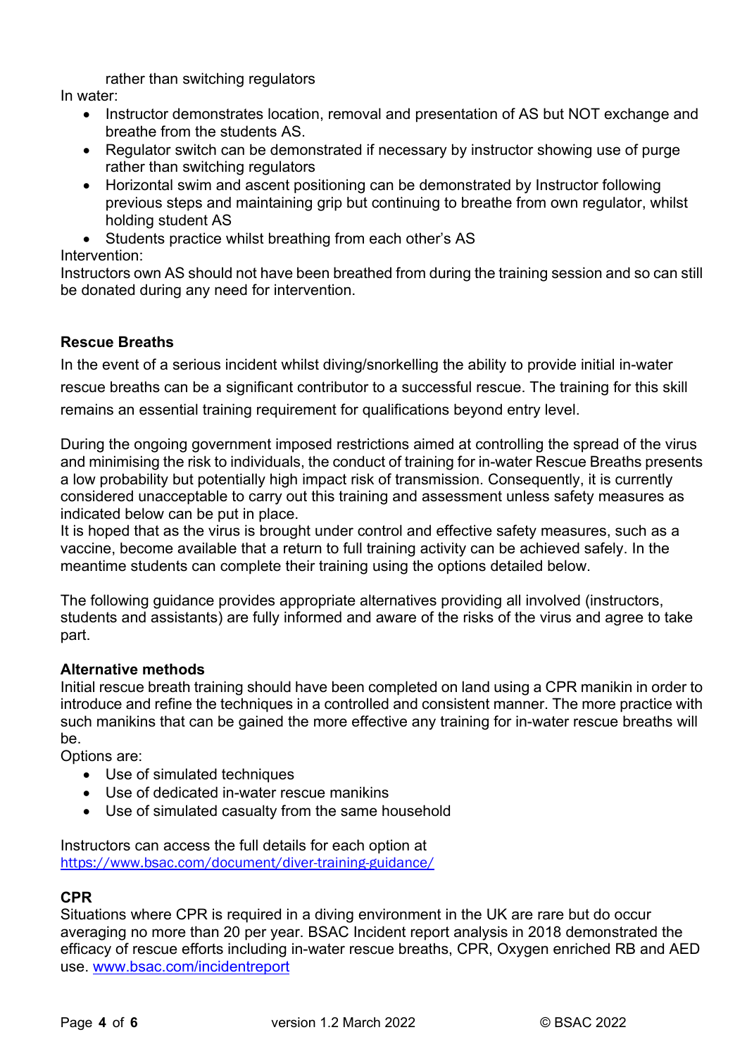rather than switching regulators

In water:

- Instructor demonstrates location, removal and presentation of AS but NOT exchange and breathe from the students AS.
- Regulator switch can be demonstrated if necessary by instructor showing use of purge rather than switching regulators
- Horizontal swim and ascent positioning can be demonstrated by Instructor following previous steps and maintaining grip but continuing to breathe from own regulator, whilst holding student AS
- Students practice whilst breathing from each other's AS

Intervention:

Instructors own AS should not have been breathed from during the training session and so can still be donated during any need for intervention.

### Rescue Breaths

In the event of a serious incident whilst diving/snorkelling the ability to provide initial in-water rescue breaths can be a significant contributor to a successful rescue. The training for this skill remains an essential training requirement for qualifications beyond entry level.

During the ongoing government imposed restrictions aimed at controlling the spread of the virus and minimising the risk to individuals, the conduct of training for in-water Rescue Breaths presents a low probability but potentially high impact risk of transmission. Consequently, it is currently considered unacceptable to carry out this training and assessment unless safety measures as indicated below can be put in place.

It is hoped that as the virus is brought under control and effective safety measures, such as a vaccine, become available that a return to full training activity can be achieved safely. In the meantime students can complete their training using the options detailed below.

The following guidance provides appropriate alternatives providing all involved (instructors, students and assistants) are fully informed and aware of the risks of the virus and agree to take part.

#### Alternative methods

Initial rescue breath training should have been completed on land using a CPR manikin in order to introduce and refine the techniques in a controlled and consistent manner. The more practice with such manikins that can be gained the more effective any training for in-water rescue breaths will be.

Options are:

- Use of simulated techniques
- Use of dedicated in-water rescue manikins
- Use of simulated casualty from the same household

Instructors can access the full details for each option at https://www.bsac.com/document/diver-training-guidance/

### CPR

Situations where CPR is required in a diving environment in the UK are rare but do occur averaging no more than 20 per year. BSAC Incident report analysis in 2018 demonstrated the efficacy of rescue efforts including in-water rescue breaths, CPR, Oxygen enriched RB and AED use. www.bsac.com/incidentreport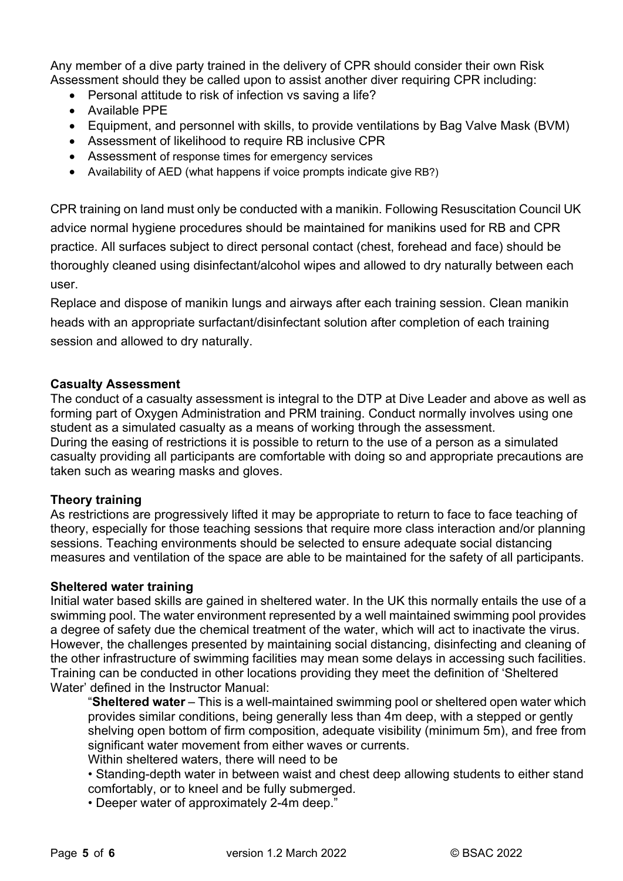Any member of a dive party trained in the delivery of CPR should consider their own Risk Assessment should they be called upon to assist another diver requiring CPR including:

- Personal attitude to risk of infection vs saving a life?
- Available PPE
- Equipment, and personnel with skills, to provide ventilations by Bag Valve Mask (BVM)
- Assessment of likelihood to require RB inclusive CPR
- Assessment of response times for emergency services
- Availability of AED (what happens if voice prompts indicate give RB?)

CPR training on land must only be conducted with a manikin. Following Resuscitation Council UK advice normal hygiene procedures should be maintained for manikins used for RB and CPR practice. All surfaces subject to direct personal contact (chest, forehead and face) should be thoroughly cleaned using disinfectant/alcohol wipes and allowed to dry naturally between each user.

Replace and dispose of manikin lungs and airways after each training session. Clean manikin heads with an appropriate surfactant/disinfectant solution after completion of each training session and allowed to dry naturally.

**Casualty Assessment**

The conduct of a casualty assessment is integral to the DTP at Dive Leader and above as well as forming part of Oxygen Administration and PRM training. Conduct normally involves using one student as a simulated casualty as a means of working through the assessment.
During the easing of restrictions it is possible to return to the use of a person as a simulated casualty providing all participants are comfortable with doing so and appropriate precautions are taken such as wearing masks and gloves.

**Theory training**

As restrictions are progressively lifted it may be appropriate to return to face to face teaching of theory, especially for those teaching sessions that require more class interaction and/or planning sessions. Teaching environments should be selected to ensure adequate social distancing measures and ventilation of the space are able to be maintained for the safety of all participants.

**Sheltered water training**

Initial water based skills are gained in sheltered water. In the UK this normally entails the use of a swimming pool. The water environment represented by a well maintained swimming pool provides a degree of safety due the chemical treatment of the water, which will act to inactivate the virus. However, the challenges presented by maintaining social distancing, disinfecting and cleaning of the other infrastructure of swimming facilities may mean some delays in accessing such facilities. Training can be conducted in other locations providing they meet the definition of 'Sheltered Water' defined in the Instructor Manual:

> "**Sheltered water** – This is a well-maintained swimming pool or sheltered open water which provides similar conditions, being generally less than 4m deep, with a stepped or gently shelving open bottom of firm composition, adequate visibility (minimum 5m), and free from significant water movement from either waves or currents.
> Within sheltered waters, there will need to be
> • Standing-depth water in between waist and chest deep allowing students to either stand comfortably, or to kneel and be fully submerged.
> • Deeper water of approximately 2-4m deep."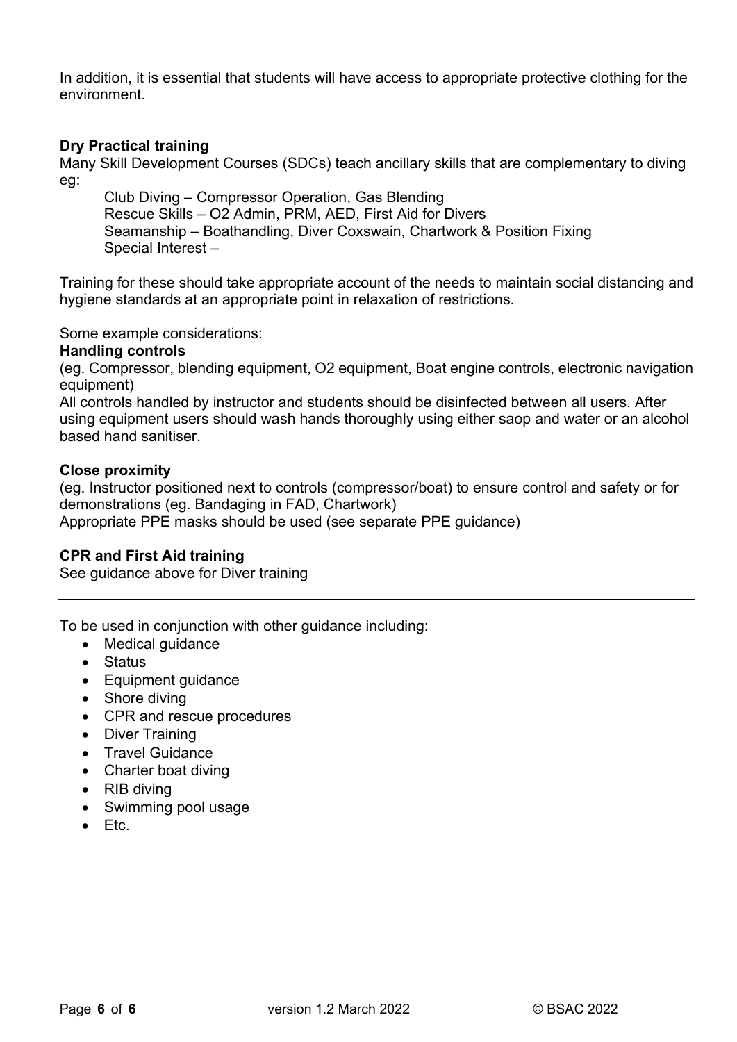In addition, it is essential that students will have access to appropriate protective clothing for the environment.

**Dry Practical training**

Many Skill Development Courses (SDCs) teach ancillary skills that are complementary to diving eg:

Club Diving – Compressor Operation, Gas Blending
Rescue Skills – O2 Admin, PRM, AED, First Aid for Divers
Seamanship – Boathandling, Diver Coxswain, Chartwork & Position Fixing
Special Interest –

Training for these should take appropriate account of the needs to maintain social distancing and hygiene standards at an appropriate point in relaxation of restrictions.

Some example considerations:

**Handling controls**

(eg. Compressor, blending equipment, O2 equipment, Boat engine controls, electronic navigation equipment)

All controls handled by instructor and students should be disinfected between all users. After using equipment users should wash hands thoroughly using either saop and water or an alcohol based hand sanitiser.

**Close proximity**

(eg. Instructor positioned next to controls (compressor/boat) to ensure control and safety or for demonstrations (eg. Bandaging in FAD, Chartwork)

Appropriate PPE masks should be used (see separate PPE guidance)

**CPR and First Aid training**

See guidance above for Diver training

---

To be used in conjunction with other guidance including:

- Medical guidance
- Status
- Equipment guidance
- Shore diving
- CPR and rescue procedures
- Diver Training
- Travel Guidance
- Charter boat diving
- RIB diving
- Swimming pool usage
- Etc.